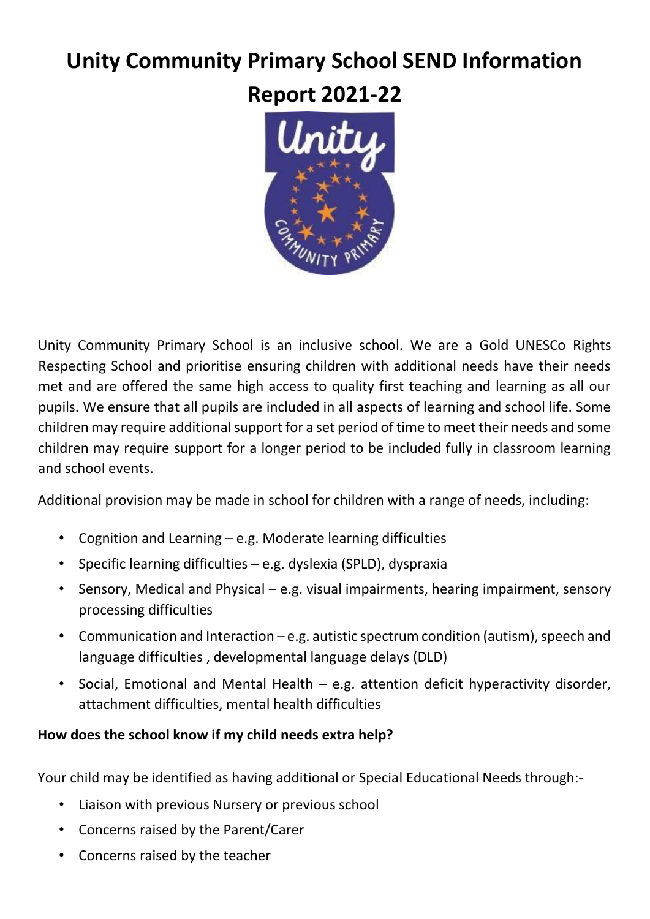# Unity Community Primary School SEND Information Report 2021-22

Unity Community Primary School is an inclusive school. We are a Gold UNESCo Rights Respecting School and prioritise ensuring children with additional needs have their needs met and are offered the same high access to quality first teaching and learning as all our pupils. We ensure that all pupils are included in all aspects of learning and school life. Some children may require additional support for a set period of time to meet their needs and some children may require support for a longer period to be included fully in classroom learning and school events.

Additional provision may be made in school for children with a range of needs, including:

- Cognition and Learning – e.g. Moderate learning difficulties
- Specific learning difficulties – e.g. dyslexia (SPLD), dyspraxia
- Sensory, Medical and Physical – e.g. visual impairments, hearing impairment, sensory processing difficulties
- Communication and Interaction – e.g. autistic spectrum condition (autism), speech and language difficulties , developmental language delays (DLD)
- Social, Emotional and Mental Health – e.g. attention deficit hyperactivity disorder, attachment difficulties, mental health difficulties

**How does the school know if my child needs extra help?**

Your child may be identified as having additional or Special Educational Needs through:-

- Liaison with previous Nursery or previous school
- Concerns raised by the Parent/Carer
- Concerns raised by the teacher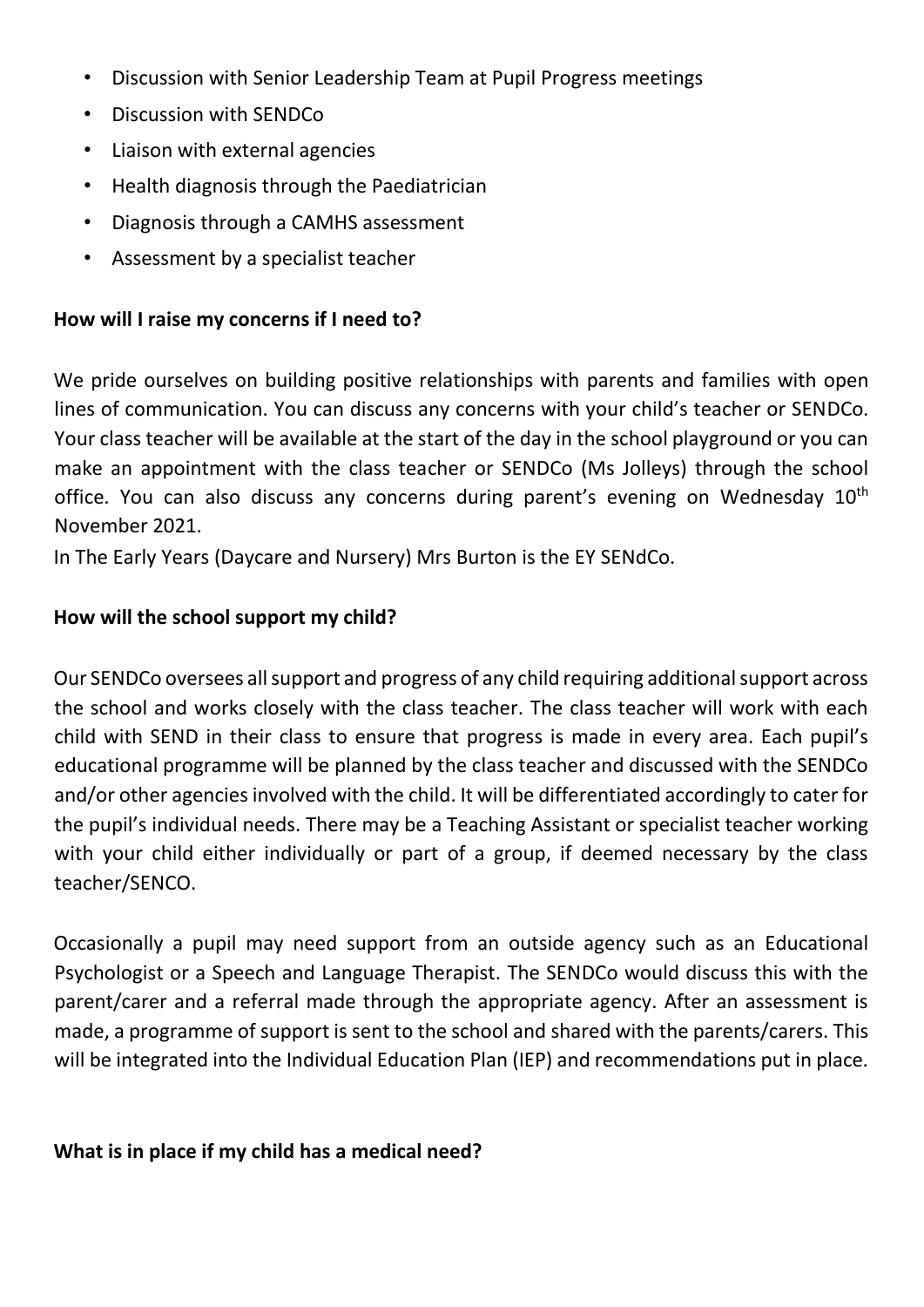- Discussion with Senior Leadership Team at Pupil Progress meetings
- Discussion with SENDCo
- Liaison with external agencies
- Health diagnosis through the Paediatrician
- Diagnosis through a CAMHS assessment
- Assessment by a specialist teacher

**How will I raise my concerns if I need to?**

We pride ourselves on building positive relationships with parents and families with open lines of communication. You can discuss any concerns with your child's teacher or SENDCo. Your class teacher will be available at the start of the day in the school playground or you can make an appointment with the class teacher or SENDCo (Ms Jolleys) through the school office. You can also discuss any concerns during parent's evening on Wednesday 10th November 2021.

In The Early Years (Daycare and Nursery) Mrs Burton is the EY SENdCo.

**How will the school support my child?**

Our SENDCo oversees all support and progress of any child requiring additional support across the school and works closely with the class teacher. The class teacher will work with each child with SEND in their class to ensure that progress is made in every area. Each pupil's educational programme will be planned by the class teacher and discussed with the SENDCo and/or other agencies involved with the child. It will be differentiated accordingly to cater for the pupil's individual needs. There may be a Teaching Assistant or specialist teacher working with your child either individually or part of a group, if deemed necessary by the class teacher/SENCO.

Occasionally a pupil may need support from an outside agency such as an Educational Psychologist or a Speech and Language Therapist. The SENDCo would discuss this with the parent/carer and a referral made through the appropriate agency. After an assessment is made, a programme of support is sent to the school and shared with the parents/carers. This will be integrated into the Individual Education Plan (IEP) and recommendations put in place.

**What is in place if my child has a medical need?**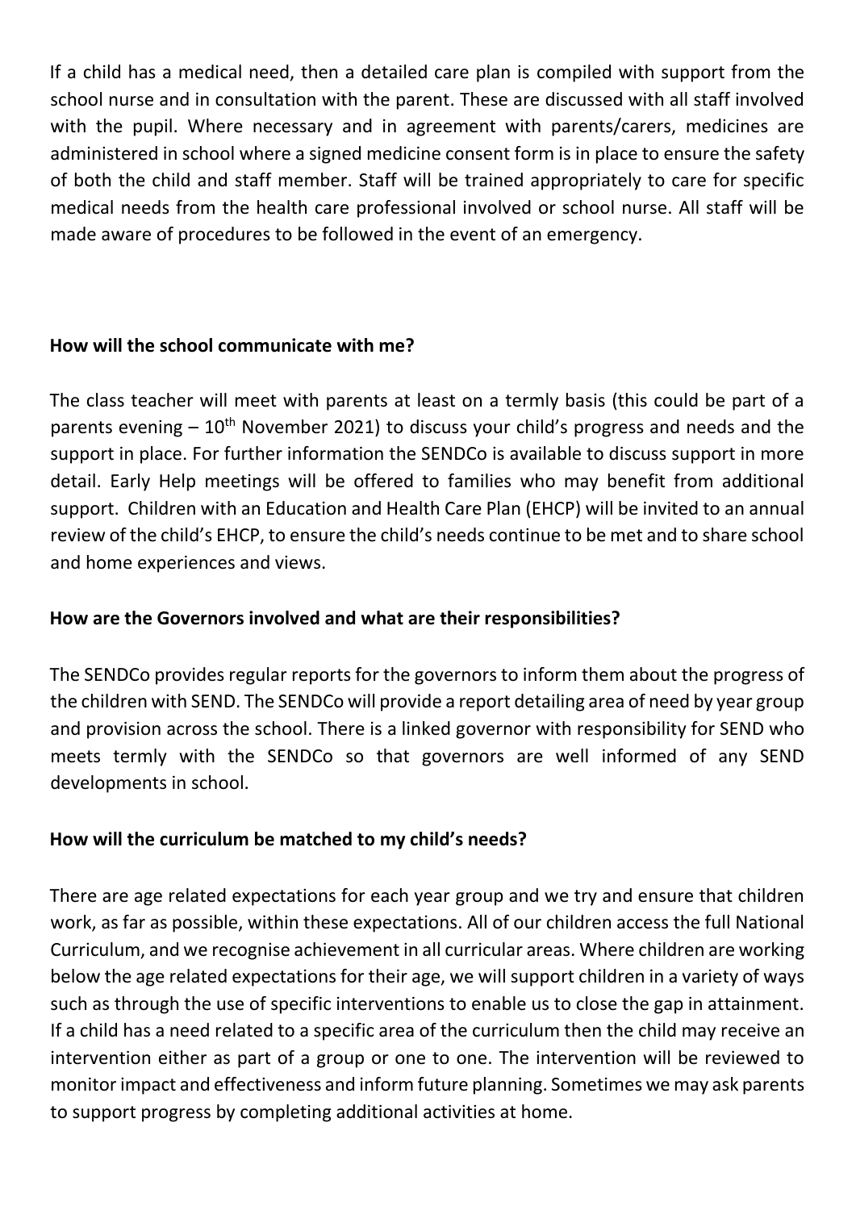If a child has a medical need, then a detailed care plan is compiled with support from the school nurse and in consultation with the parent. These are discussed with all staff involved with the pupil. Where necessary and in agreement with parents/carers, medicines are administered in school where a signed medicine consent form is in place to ensure the safety of both the child and staff member. Staff will be trained appropriately to care for specific medical needs from the health care professional involved or school nurse. All staff will be made aware of procedures to be followed in the event of an emergency.

**How will the school communicate with me?**

The class teacher will meet with parents at least on a termly basis (this could be part of a parents evening – 10th November 2021) to discuss your child's progress and needs and the support in place. For further information the SENDCo is available to discuss support in more detail. Early Help meetings will be offered to families who may benefit from additional support. Children with an Education and Health Care Plan (EHCP) will be invited to an annual review of the child's EHCP, to ensure the child's needs continue to be met and to share school and home experiences and views.

**How are the Governors involved and what are their responsibilities?**

The SENDCo provides regular reports for the governors to inform them about the progress of the children with SEND. The SENDCo will provide a report detailing area of need by year group and provision across the school. There is a linked governor with responsibility for SEND who meets termly with the SENDCo so that governors are well informed of any SEND developments in school.

**How will the curriculum be matched to my child's needs?**

There are age related expectations for each year group and we try and ensure that children work, as far as possible, within these expectations. All of our children access the full National Curriculum, and we recognise achievement in all curricular areas. Where children are working below the age related expectations for their age, we will support children in a variety of ways such as through the use of specific interventions to enable us to close the gap in attainment. If a child has a need related to a specific area of the curriculum then the child may receive an intervention either as part of a group or one to one. The intervention will be reviewed to monitor impact and effectiveness and inform future planning. Sometimes we may ask parents to support progress by completing additional activities at home.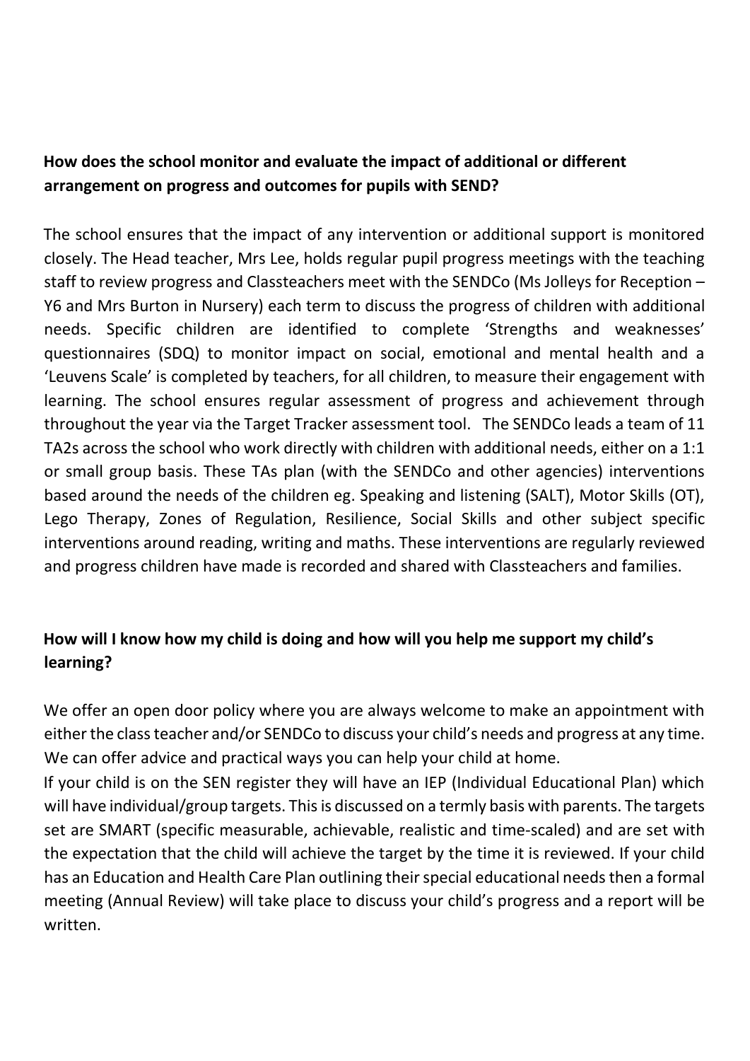**How does the school monitor and evaluate the impact of additional or different arrangement on progress and outcomes for pupils with SEND?**

The school ensures that the impact of any intervention or additional support is monitored closely. The Head teacher, Mrs Lee, holds regular pupil progress meetings with the teaching staff to review progress and Classteachers meet with the SENDCo (Ms Jolleys for Reception – Y6 and Mrs Burton in Nursery) each term to discuss the progress of children with additional needs. Specific children are identified to complete 'Strengths and weaknesses' questionnaires (SDQ) to monitor impact on social, emotional and mental health and a 'Leuvens Scale' is completed by teachers, for all children, to measure their engagement with learning. The school ensures regular assessment of progress and achievement through throughout the year via the Target Tracker assessment tool. The SENDCo leads a team of 11 TA2s across the school who work directly with children with additional needs, either on a 1:1 or small group basis. These TAs plan (with the SENDCo and other agencies) interventions based around the needs of the children eg. Speaking and listening (SALT), Motor Skills (OT), Lego Therapy, Zones of Regulation, Resilience, Social Skills and other subject specific interventions around reading, writing and maths. These interventions are regularly reviewed and progress children have made is recorded and shared with Classteachers and families.

**How will I know how my child is doing and how will you help me support my child's learning?**

We offer an open door policy where you are always welcome to make an appointment with either the class teacher and/or SENDCo to discuss your child's needs and progress at any time. We can offer advice and practical ways you can help your child at home.

If your child is on the SEN register they will have an IEP (Individual Educational Plan) which will have individual/group targets. This is discussed on a termly basis with parents. The targets set are SMART (specific measurable, achievable, realistic and time-scaled) and are set with the expectation that the child will achieve the target by the time it is reviewed. If your child has an Education and Health Care Plan outlining their special educational needs then a formal meeting (Annual Review) will take place to discuss your child's progress and a report will be written.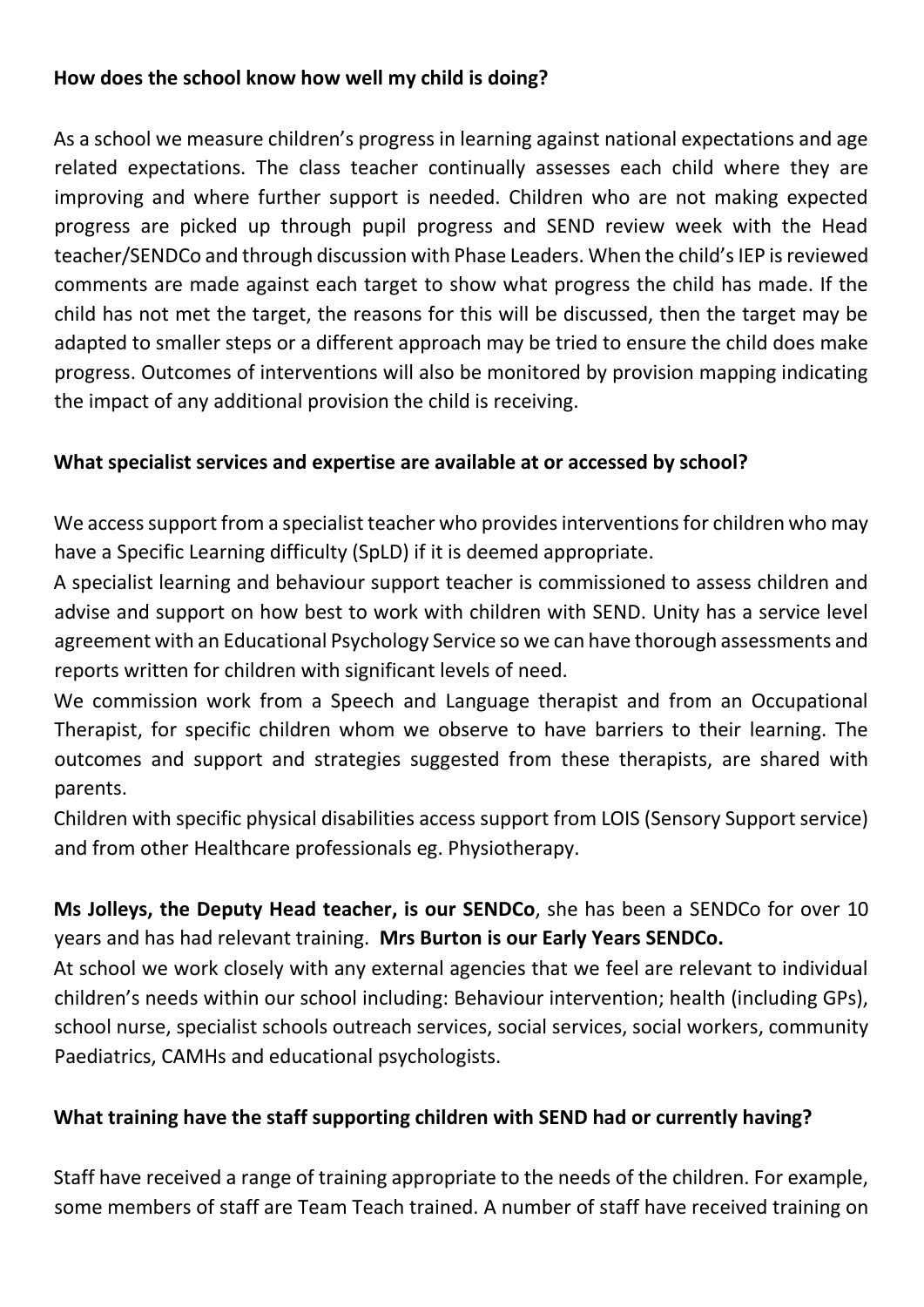**How does the school know how well my child is doing?**

As a school we measure children's progress in learning against national expectations and age related expectations. The class teacher continually assesses each child where they are improving and where further support is needed. Children who are not making expected progress are picked up through pupil progress and SEND review week with the Head teacher/SENDCo and through discussion with Phase Leaders. When the child's IEP is reviewed comments are made against each target to show what progress the child has made. If the child has not met the target, the reasons for this will be discussed, then the target may be adapted to smaller steps or a different approach may be tried to ensure the child does make progress. Outcomes of interventions will also be monitored by provision mapping indicating the impact of any additional provision the child is receiving.

**What specialist services and expertise are available at or accessed by school?**

We access support from a specialist teacher who provides interventions for children who may have a Specific Learning difficulty (SpLD) if it is deemed appropriate.
A specialist learning and behaviour support teacher is commissioned to assess children and advise and support on how best to work with children with SEND. Unity has a service level agreement with an Educational Psychology Service so we can have thorough assessments and reports written for children with significant levels of need.
We commission work from a Speech and Language therapist and from an Occupational Therapist, for specific children whom we observe to have barriers to their learning. The outcomes and support and strategies suggested from these therapists, are shared with parents.
Children with specific physical disabilities access support from LOIS (Sensory Support service) and from other Healthcare professionals eg. Physiotherapy.

**Ms Jolleys, the Deputy Head teacher, is our SENDCo**, she has been a SENDCo for over 10 years and has had relevant training. **Mrs Burton is our Early Years SENDCo.**
At school we work closely with any external agencies that we feel are relevant to individual children's needs within our school including: Behaviour intervention; health (including GPs), school nurse, specialist schools outreach services, social services, social workers, community Paediatrics, CAMHs and educational psychologists.

**What training have the staff supporting children with SEND had or currently having?**

Staff have received a range of training appropriate to the needs of the children. For example, some members of staff are Team Teach trained. A number of staff have received training on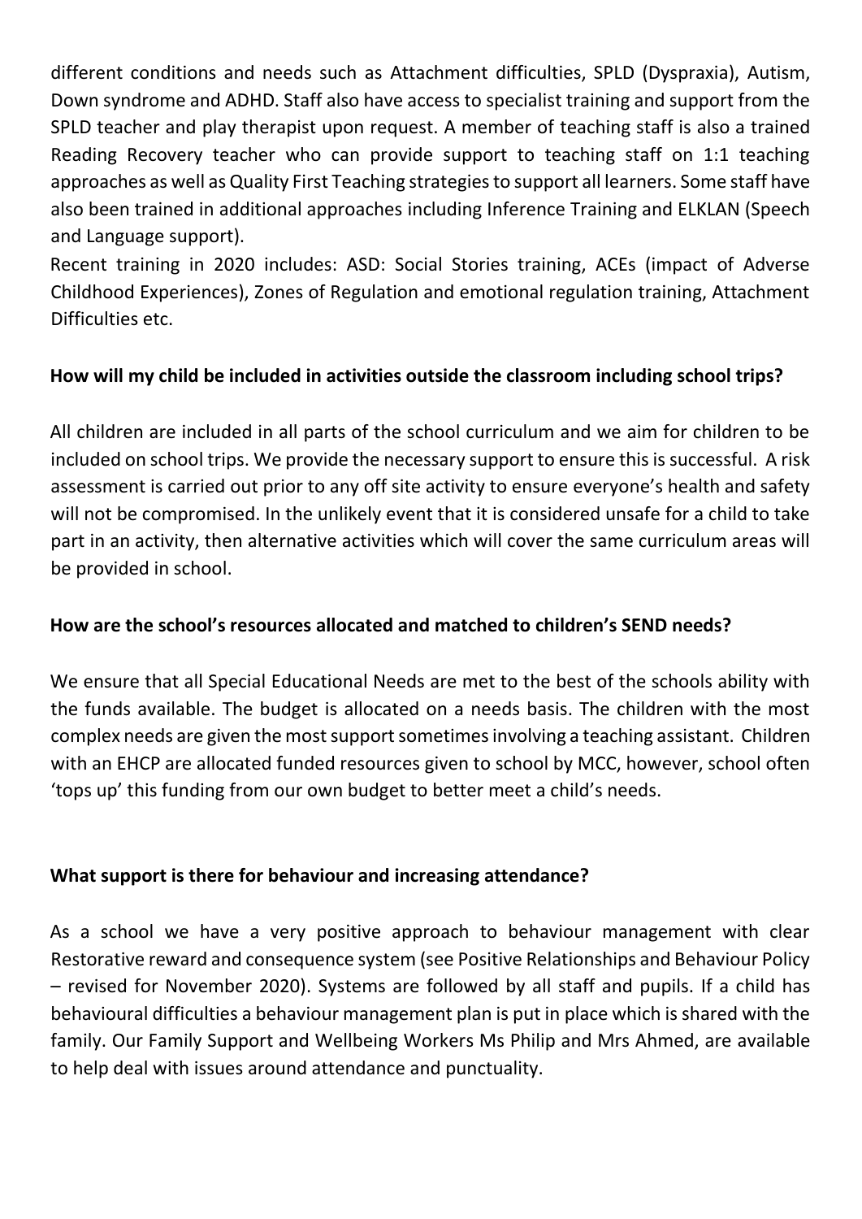different conditions and needs such as Attachment difficulties, SPLD (Dyspraxia), Autism, Down syndrome and ADHD. Staff also have access to specialist training and support from the SPLD teacher and play therapist upon request. A member of teaching staff is also a trained Reading Recovery teacher who can provide support to teaching staff on 1:1 teaching approaches as well as Quality First Teaching strategies to support all learners. Some staff have also been trained in additional approaches including Inference Training and ELKLAN (Speech and Language support).

Recent training in 2020 includes: ASD: Social Stories training, ACEs (impact of Adverse Childhood Experiences), Zones of Regulation and emotional regulation training, Attachment Difficulties etc.

**How will my child be included in activities outside the classroom including school trips?**

All children are included in all parts of the school curriculum and we aim for children to be included on school trips. We provide the necessary support to ensure this is successful. A risk assessment is carried out prior to any off site activity to ensure everyone's health and safety will not be compromised. In the unlikely event that it is considered unsafe for a child to take part in an activity, then alternative activities which will cover the same curriculum areas will be provided in school.

**How are the school's resources allocated and matched to children's SEND needs?**

We ensure that all Special Educational Needs are met to the best of the schools ability with the funds available. The budget is allocated on a needs basis. The children with the most complex needs are given the most support sometimes involving a teaching assistant. Children with an EHCP are allocated funded resources given to school by MCC, however, school often 'tops up' this funding from our own budget to better meet a child's needs.

**What support is there for behaviour and increasing attendance?**

As a school we have a very positive approach to behaviour management with clear Restorative reward and consequence system (see Positive Relationships and Behaviour Policy – revised for November 2020). Systems are followed by all staff and pupils. If a child has behavioural difficulties a behaviour management plan is put in place which is shared with the family. Our Family Support and Wellbeing Workers Ms Philip and Mrs Ahmed, are available to help deal with issues around attendance and punctuality.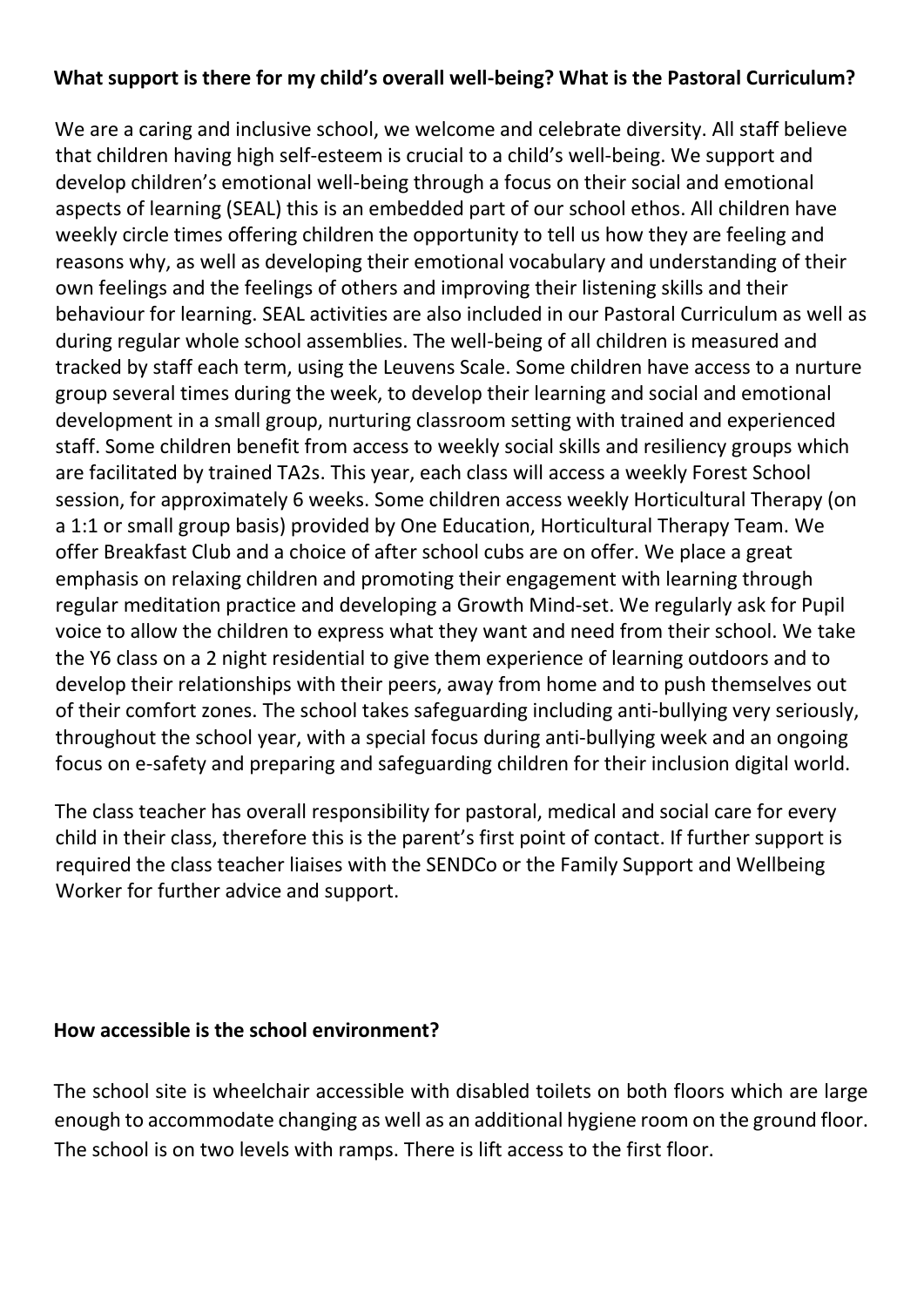**What support is there for my child's overall well-being? What is the Pastoral Curriculum?**

We are a caring and inclusive school, we welcome and celebrate diversity. All staff believe that children having high self-esteem is crucial to a child's well-being. We support and develop children's emotional well-being through a focus on their social and emotional aspects of learning (SEAL) this is an embedded part of our school ethos. All children have weekly circle times offering children the opportunity to tell us how they are feeling and reasons why, as well as developing their emotional vocabulary and understanding of their own feelings and the feelings of others and improving their listening skills and their behaviour for learning. SEAL activities are also included in our Pastoral Curriculum as well as during regular whole school assemblies. The well-being of all children is measured and tracked by staff each term, using the Leuvens Scale. Some children have access to a nurture group several times during the week, to develop their learning and social and emotional development in a small group, nurturing classroom setting with trained and experienced staff. Some children benefit from access to weekly social skills and resiliency groups which are facilitated by trained TA2s. This year, each class will access a weekly Forest School session, for approximately 6 weeks. Some children access weekly Horticultural Therapy (on a 1:1 or small group basis) provided by One Education, Horticultural Therapy Team. We offer Breakfast Club and a choice of after school cubs are on offer. We place a great emphasis on relaxing children and promoting their engagement with learning through regular meditation practice and developing a Growth Mind-set. We regularly ask for Pupil voice to allow the children to express what they want and need from their school. We take the Y6 class on a 2 night residential to give them experience of learning outdoors and to develop their relationships with their peers, away from home and to push themselves out of their comfort zones. The school takes safeguarding including anti-bullying very seriously, throughout the school year, with a special focus during anti-bullying week and an ongoing focus on e-safety and preparing and safeguarding children for their inclusion digital world.

The class teacher has overall responsibility for pastoral, medical and social care for every child in their class, therefore this is the parent's first point of contact. If further support is required the class teacher liaises with the SENDCo or the Family Support and Wellbeing Worker for further advice and support.

**How accessible is the school environment?**

The school site is wheelchair accessible with disabled toilets on both floors which are large enough to accommodate changing as well as an additional hygiene room on the ground floor. The school is on two levels with ramps. There is lift access to the first floor.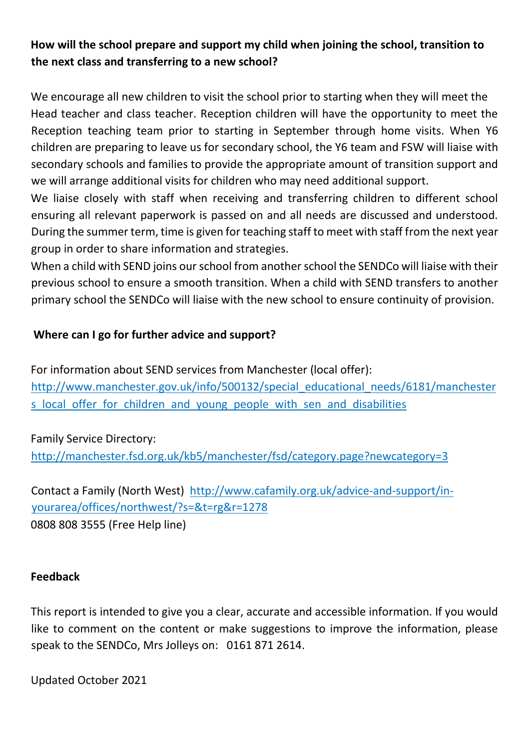**How will the school prepare and support my child when joining the school, transition to the next class and transferring to a new school?**

We encourage all new children to visit the school prior to starting when they will meet the Head teacher and class teacher. Reception children will have the opportunity to meet the Reception teaching team prior to starting in September through home visits. When Y6 children are preparing to leave us for secondary school, the Y6 team and FSW will liaise with secondary schools and families to provide the appropriate amount of transition support and we will arrange additional visits for children who may need additional support.

We liaise closely with staff when receiving and transferring children to different school ensuring all relevant paperwork is passed on and all needs are discussed and understood. During the summer term, time is given for teaching staff to meet with staff from the next year group in order to share information and strategies.

When a child with SEND joins our school from another school the SENDCo will liaise with their previous school to ensure a smooth transition. When a child with SEND transfers to another primary school the SENDCo will liaise with the new school to ensure continuity of provision.

**Where can I go for further advice and support?**

For information about SEND services from Manchester (local offer):
[http://www.manchester.gov.uk/info/500132/special_educational_needs/6181/manchesters_local_offer_for_children_and_young_people_with_sen_and_disabilities](http://www.manchester.gov.uk/info/500132/special_educational_needs/6181/manchesters_local_offer_for_children_and_young_people_with_sen_and_disabilities)

Family Service Directory:
[http://manchester.fsd.org.uk/kb5/manchester/fsd/category.page?newcategory=3](http://manchester.fsd.org.uk/kb5/manchester/fsd/category.page?newcategory=3)

Contact a Family (North West) [http://www.cafamily.org.uk/advice-and-support/in-yourarea/offices/northwest/?s=&t=rg&r=1278](http://www.cafamily.org.uk/advice-and-support/in-yourarea/offices/northwest/?s=&t=rg&r=1278)
0808 808 3555 (Free Help line)

**Feedback**

This report is intended to give you a clear, accurate and accessible information. If you would like to comment on the content or make suggestions to improve the information, please speak to the SENDCo, Mrs Jolleys on: 0161 871 2614.

Updated October 2021